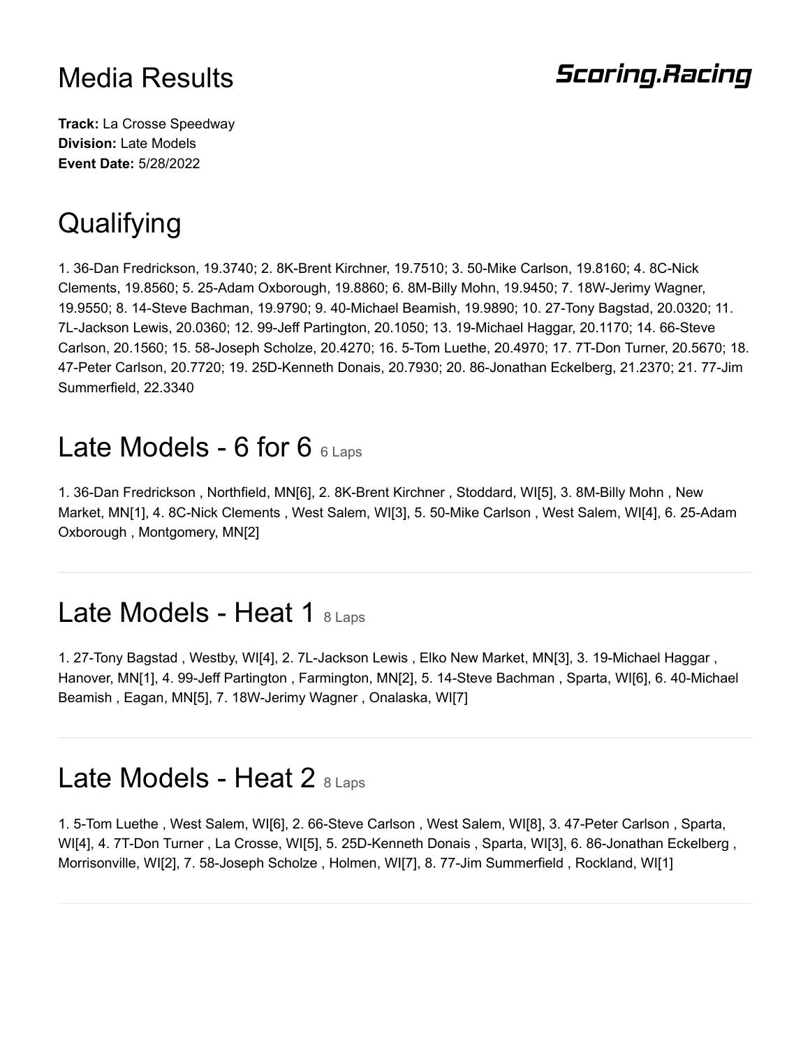# Media Results

**Scoring.Racing**

**Track:** La Crosse Speedway
**Division:** Late Models
**Event Date:** 5/28/2022

## Qualifying

1. 36-Dan Fredrickson, 19.3740; 2. 8K-Brent Kirchner, 19.7510; 3. 50-Mike Carlson, 19.8160; 4. 8C-Nick Clements, 19.8560; 5. 25-Adam Oxborough, 19.8860; 6. 8M-Billy Mohn, 19.9450; 7. 18W-Jerimy Wagner, 19.9550; 8. 14-Steve Bachman, 19.9790; 9. 40-Michael Beamish, 19.9890; 10. 27-Tony Bagstad, 20.0320; 11. 7L-Jackson Lewis, 20.0360; 12. 99-Jeff Partington, 20.1050; 13. 19-Michael Haggar, 20.1170; 14. 66-Steve Carlson, 20.1560; 15. 58-Joseph Scholze, 20.4270; 16. 5-Tom Luethe, 20.4970; 17. 7T-Don Turner, 20.5670; 18. 47-Peter Carlson, 20.7720; 19. 25D-Kenneth Donais, 20.7930; 20. 86-Jonathan Eckelberg, 21.2370; 21. 77-Jim Summerfield, 22.3340

## Late Models - 6 for 6 6 Laps

1. 36-Dan Fredrickson , Northfield, MN[6], 2. 8K-Brent Kirchner , Stoddard, WI[5], 3. 8M-Billy Mohn , New Market, MN[1], 4. 8C-Nick Clements , West Salem, WI[3], 5. 50-Mike Carlson , West Salem, WI[4], 6. 25-Adam Oxborough , Montgomery, MN[2]

---

## Late Models - Heat 1 8 Laps

1. 27-Tony Bagstad , Westby, WI[4], 2. 7L-Jackson Lewis , Elko New Market, MN[3], 3. 19-Michael Haggar , Hanover, MN[1], 4. 99-Jeff Partington , Farmington, MN[2], 5. 14-Steve Bachman , Sparta, WI[6], 6. 40-Michael Beamish , Eagan, MN[5], 7. 18W-Jerimy Wagner , Onalaska, WI[7]

---

## Late Models - Heat 2 8 Laps

1. 5-Tom Luethe , West Salem, WI[6], 2. 66-Steve Carlson , West Salem, WI[8], 3. 47-Peter Carlson , Sparta, WI[4], 4. 7T-Don Turner , La Crosse, WI[5], 5. 25D-Kenneth Donais , Sparta, WI[3], 6. 86-Jonathan Eckelberg , Morrisonville, WI[2], 7. 58-Joseph Scholze , Holmen, WI[7], 8. 77-Jim Summerfield , Rockland, WI[1]

---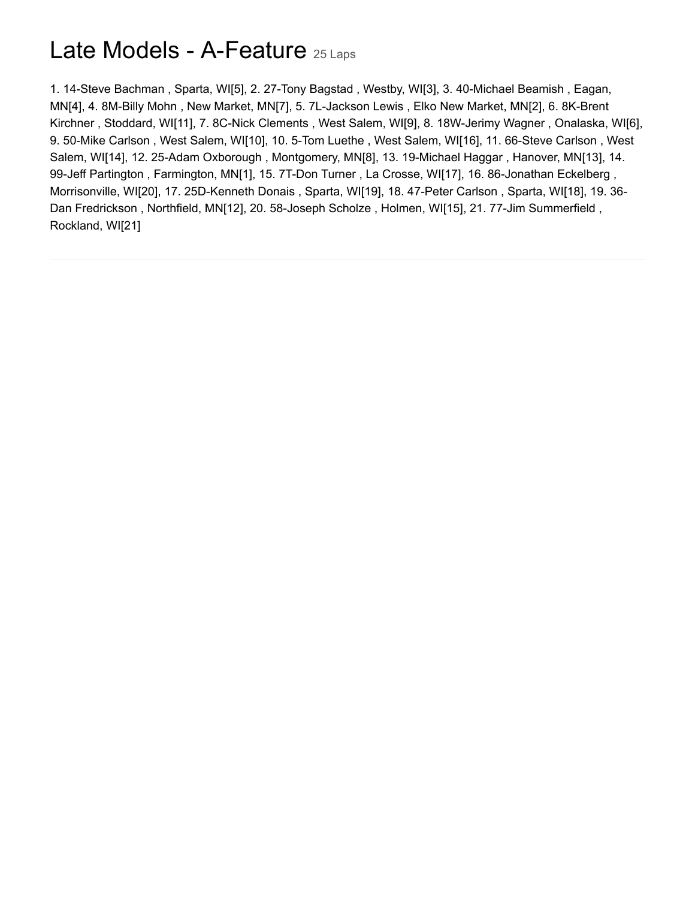# Late Models - A-Feature 25 Laps

1. 14-Steve Bachman , Sparta, WI[5], 2. 27-Tony Bagstad , Westby, WI[3], 3. 40-Michael Beamish , Eagan, MN[4], 4. 8M-Billy Mohn , New Market, MN[7], 5. 7L-Jackson Lewis , Elko New Market, MN[2], 6. 8K-Brent Kirchner , Stoddard, WI[11], 7. 8C-Nick Clements , West Salem, WI[9], 8. 18W-Jerimy Wagner , Onalaska, WI[6], 9. 50-Mike Carlson , West Salem, WI[10], 10. 5-Tom Luethe , West Salem, WI[16], 11. 66-Steve Carlson , West Salem, WI[14], 12. 25-Adam Oxborough , Montgomery, MN[8], 13. 19-Michael Haggar , Hanover, MN[13], 14. 99-Jeff Partington , Farmington, MN[1], 15. 7T-Don Turner , La Crosse, WI[17], 16. 86-Jonathan Eckelberg , Morrisonville, WI[20], 17. 25D-Kenneth Donais , Sparta, WI[19], 18. 47-Peter Carlson , Sparta, WI[18], 19. 36-Dan Fredrickson , Northfield, MN[12], 20. 58-Joseph Scholze , Holmen, WI[15], 21. 77-Jim Summerfield , Rockland, WI[21]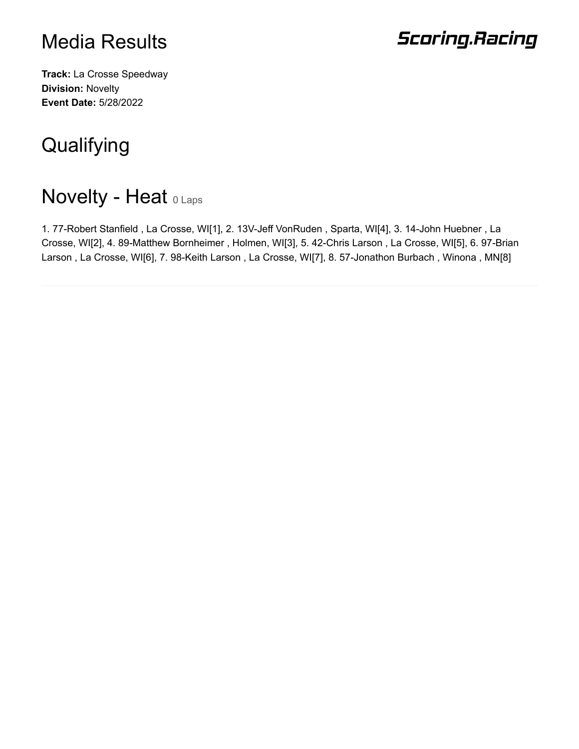# Media Results

**Scoring.Racing**

**Track:** La Crosse Speedway
**Division:** Novelty
**Event Date:** 5/28/2022

## Qualifying

## Novelty - Heat 0 Laps

1. 77-Robert Stanfield , La Crosse, WI[1], 2. 13V-Jeff VonRuden , Sparta, WI[4], 3. 14-John Huebner , La Crosse, WI[2], 4. 89-Matthew Bornheimer , Holmen, WI[3], 5. 42-Chris Larson , La Crosse, WI[5], 6. 97-Brian Larson , La Crosse, WI[6], 7. 98-Keith Larson , La Crosse, WI[7], 8. 57-Jonathon Burbach , Winona , MN[8]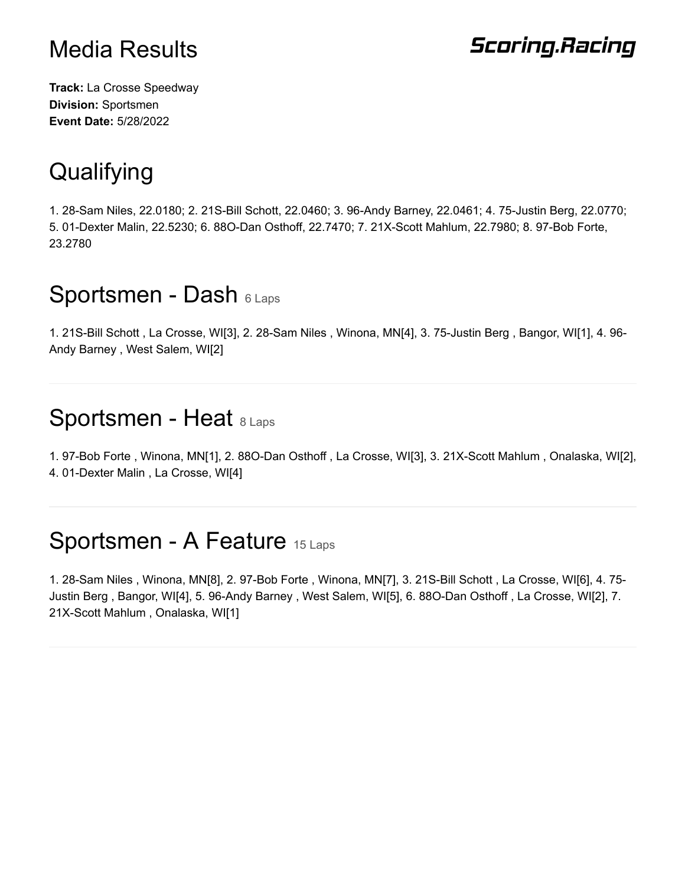# Media Results

**Scoring.Racing**

**Track:** La Crosse Speedway
**Division:** Sportsmen
**Event Date:** 5/28/2022

## Qualifying

1. 28-Sam Niles, 22.0180; 2. 21S-Bill Schott, 22.0460; 3. 96-Andy Barney, 22.0461; 4. 75-Justin Berg, 22.0770; 5. 01-Dexter Malin, 22.5230; 6. 88O-Dan Osthoff, 22.7470; 7. 21X-Scott Mahlum, 22.7980; 8. 97-Bob Forte, 23.2780

## Sportsmen - Dash 6 Laps

1. 21S-Bill Schott , La Crosse, WI[3], 2. 28-Sam Niles , Winona, MN[4], 3. 75-Justin Berg , Bangor, WI[1], 4. 96-Andy Barney , West Salem, WI[2]

## Sportsmen - Heat 8 Laps

1. 97-Bob Forte , Winona, MN[1], 2. 88O-Dan Osthoff , La Crosse, WI[3], 3. 21X-Scott Mahlum , Onalaska, WI[2], 4. 01-Dexter Malin , La Crosse, WI[4]

## Sportsmen - A Feature 15 Laps

1. 28-Sam Niles , Winona, MN[8], 2. 97-Bob Forte , Winona, MN[7], 3. 21S-Bill Schott , La Crosse, WI[6], 4. 75-Justin Berg , Bangor, WI[4], 5. 96-Andy Barney , West Salem, WI[5], 6. 88O-Dan Osthoff , La Crosse, WI[2], 7. 21X-Scott Mahlum , Onalaska, WI[1]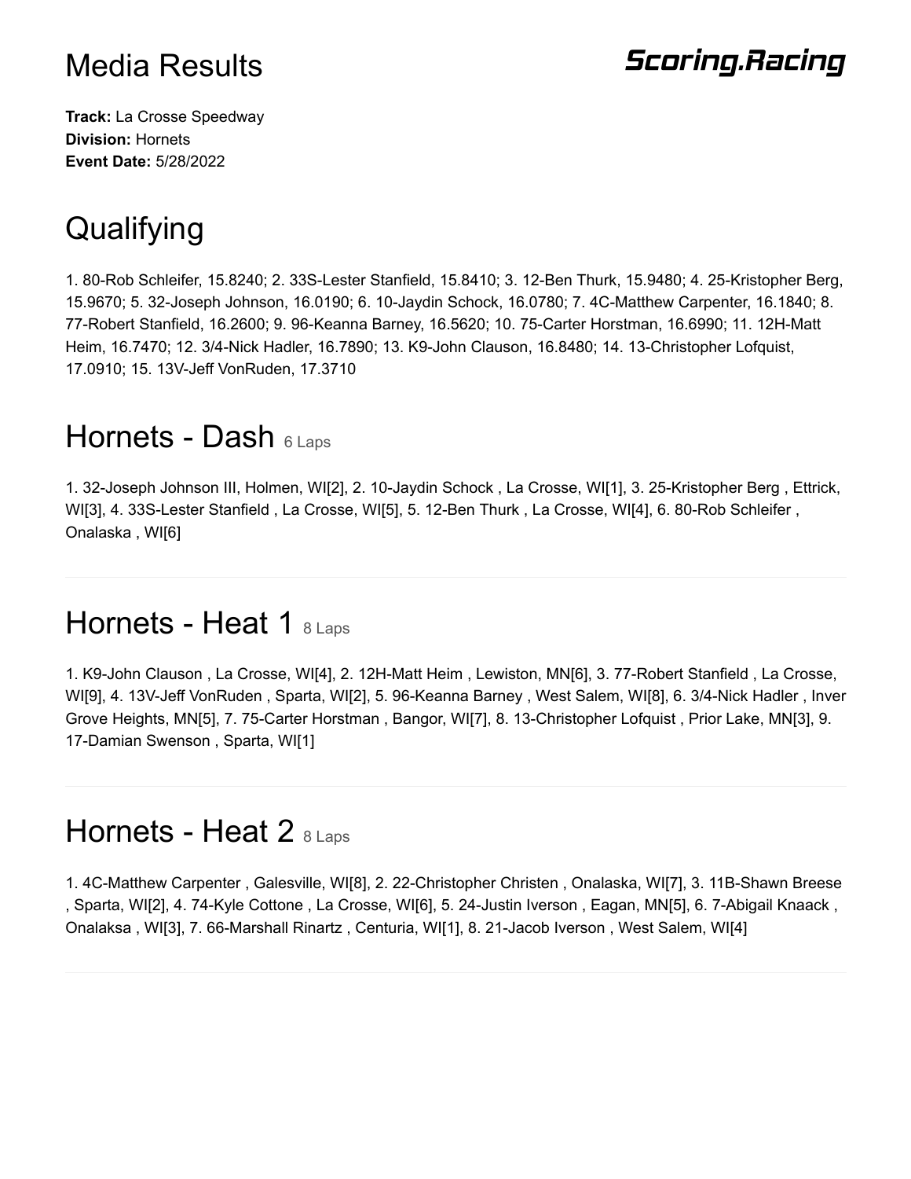# Media Results

**Scoring.Racing**

**Track:** La Crosse Speedway
**Division:** Hornets
**Event Date:** 5/28/2022

# Qualifying

1. 80-Rob Schleifer, 15.8240; 2. 33S-Lester Stanfield, 15.8410; 3. 12-Ben Thurk, 15.9480; 4. 25-Kristopher Berg, 15.9670; 5. 32-Joseph Johnson, 16.0190; 6. 10-Jaydin Schock, 16.0780; 7. 4C-Matthew Carpenter, 16.1840; 8. 77-Robert Stanfield, 16.2600; 9. 96-Keanna Barney, 16.5620; 10. 75-Carter Horstman, 16.6990; 11. 12H-Matt Heim, 16.7470; 12. 3/4-Nick Hadler, 16.7890; 13. K9-John Clauson, 16.8480; 14. 13-Christopher Lofquist, 17.0910; 15. 13V-Jeff VonRuden, 17.3710

# Hornets - Dash 6 Laps

1. 32-Joseph Johnson III, Holmen, WI[2], 2. 10-Jaydin Schock , La Crosse, WI[1], 3. 25-Kristopher Berg , Ettrick, WI[3], 4. 33S-Lester Stanfield , La Crosse, WI[5], 5. 12-Ben Thurk , La Crosse, WI[4], 6. 80-Rob Schleifer , Onalaska , WI[6]

---

# Hornets - Heat 1 8 Laps

1. K9-John Clauson , La Crosse, WI[4], 2. 12H-Matt Heim , Lewiston, MN[6], 3. 77-Robert Stanfield , La Crosse, WI[9], 4. 13V-Jeff VonRuden , Sparta, WI[2], 5. 96-Keanna Barney , West Salem, WI[8], 6. 3/4-Nick Hadler , Inver Grove Heights, MN[5], 7. 75-Carter Horstman , Bangor, WI[7], 8. 13-Christopher Lofquist , Prior Lake, MN[3], 9. 17-Damian Swenson , Sparta, WI[1]

---

# Hornets - Heat 2 8 Laps

1. 4C-Matthew Carpenter , Galesville, WI[8], 2. 22-Christopher Christen , Onalaska, WI[7], 3. 11B-Shawn Breese , Sparta, WI[2], 4. 74-Kyle Cottone , La Crosse, WI[6], 5. 24-Justin Iverson , Eagan, MN[5], 6. 7-Abigail Knaack , Onalaksa , WI[3], 7. 66-Marshall Rinartz , Centuria, WI[1], 8. 21-Jacob Iverson , West Salem, WI[4]

---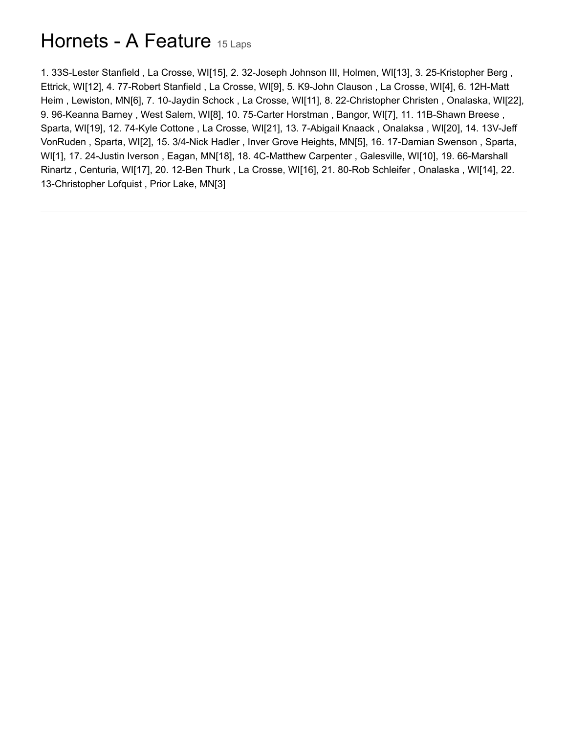# Hornets - A Feature 15 Laps

1. 33S-Lester Stanfield , La Crosse, WI[15], 2. 32-Joseph Johnson III, Holmen, WI[13], 3. 25-Kristopher Berg , Ettrick, WI[12], 4. 77-Robert Stanfield , La Crosse, WI[9], 5. K9-John Clauson , La Crosse, WI[4], 6. 12H-Matt Heim , Lewiston, MN[6], 7. 10-Jaydin Schock , La Crosse, WI[11], 8. 22-Christopher Christen , Onalaska, WI[22], 9. 96-Keanna Barney , West Salem, WI[8], 10. 75-Carter Horstman , Bangor, WI[7], 11. 11B-Shawn Breese , Sparta, WI[19], 12. 74-Kyle Cottone , La Crosse, WI[21], 13. 7-Abigail Knaack , Onalaksa , WI[20], 14. 13V-Jeff VonRuden , Sparta, WI[2], 15. 3/4-Nick Hadler , Inver Grove Heights, MN[5], 16. 17-Damian Swenson , Sparta, WI[1], 17. 24-Justin Iverson , Eagan, MN[18], 18. 4C-Matthew Carpenter , Galesville, WI[10], 19. 66-Marshall Rinartz , Centuria, WI[17], 20. 12-Ben Thurk , La Crosse, WI[16], 21. 80-Rob Schleifer , Onalaska , WI[14], 22. 13-Christopher Lofquist , Prior Lake, MN[3]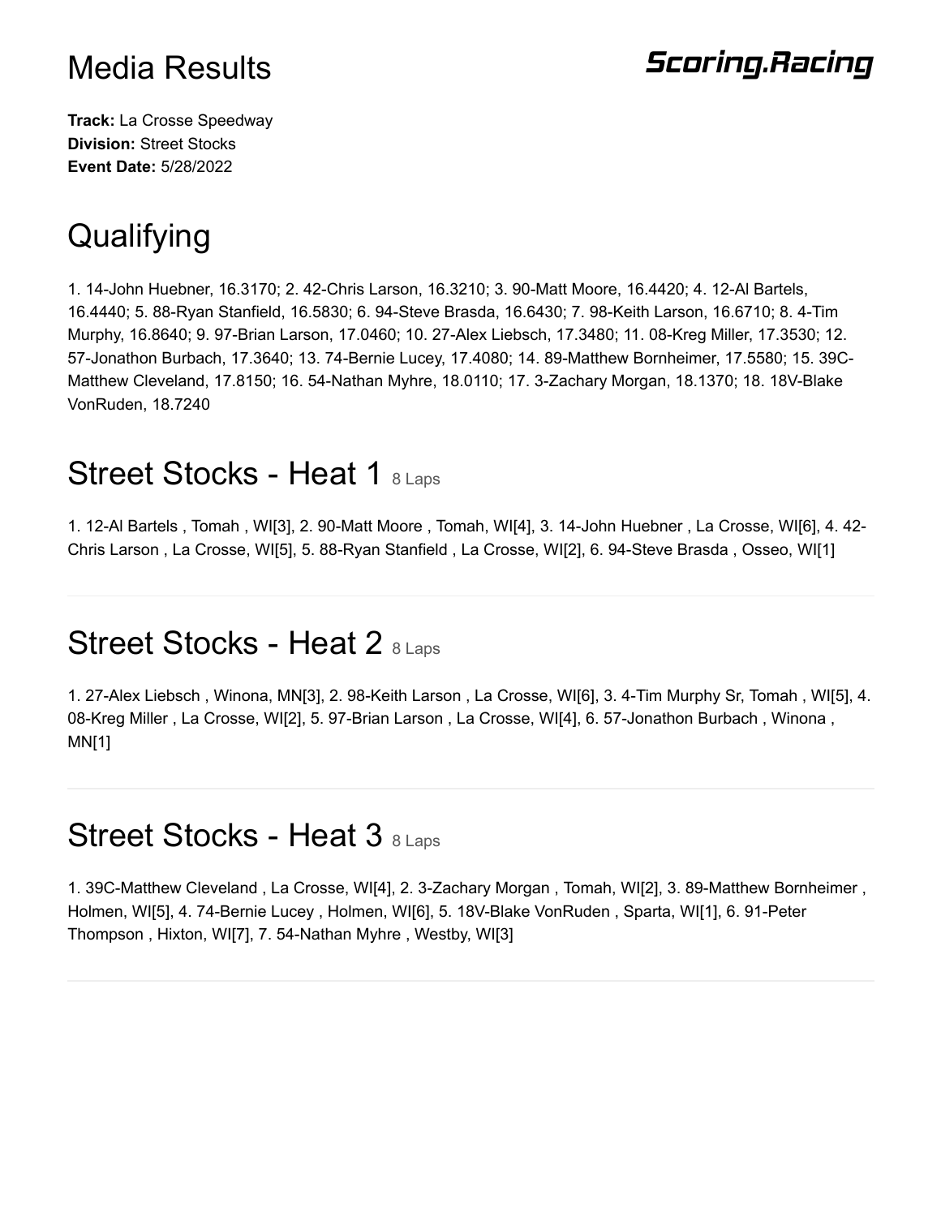# Media Results

**Scoring.Racing**

**Track:** La Crosse Speedway
**Division:** Street Stocks
**Event Date:** 5/28/2022

## Qualifying

1. 14-John Huebner, 16.3170; 2. 42-Chris Larson, 16.3210; 3. 90-Matt Moore, 16.4420; 4. 12-Al Bartels, 16.4440; 5. 88-Ryan Stanfield, 16.5830; 6. 94-Steve Brasda, 16.6430; 7. 98-Keith Larson, 16.6710; 8. 4-Tim Murphy, 16.8640; 9. 97-Brian Larson, 17.0460; 10. 27-Alex Liebsch, 17.3480; 11. 08-Kreg Miller, 17.3530; 12. 57-Jonathon Burbach, 17.3640; 13. 74-Bernie Lucey, 17.4080; 14. 89-Matthew Bornheimer, 17.5580; 15. 39C-Matthew Cleveland, 17.8150; 16. 54-Nathan Myhre, 18.0110; 17. 3-Zachary Morgan, 18.1370; 18. 18V-Blake VonRuden, 18.7240

## Street Stocks - Heat 1 8 Laps

1. 12-Al Bartels , Tomah , WI[3], 2. 90-Matt Moore , Tomah, WI[4], 3. 14-John Huebner , La Crosse, WI[6], 4. 42-Chris Larson , La Crosse, WI[5], 5. 88-Ryan Stanfield , La Crosse, WI[2], 6. 94-Steve Brasda , Osseo, WI[1]

---

## Street Stocks - Heat 2 8 Laps

1. 27-Alex Liebsch , Winona, MN[3], 2. 98-Keith Larson , La Crosse, WI[6], 3. 4-Tim Murphy Sr, Tomah , WI[5], 4. 08-Kreg Miller , La Crosse, WI[2], 5. 97-Brian Larson , La Crosse, WI[4], 6. 57-Jonathon Burbach , Winona , MN[1]

---

## Street Stocks - Heat 3 8 Laps

1. 39C-Matthew Cleveland , La Crosse, WI[4], 2. 3-Zachary Morgan , Tomah, WI[2], 3. 89-Matthew Bornheimer , Holmen, WI[5], 4. 74-Bernie Lucey , Holmen, WI[6], 5. 18V-Blake VonRuden , Sparta, WI[1], 6. 91-Peter Thompson , Hixton, WI[7], 7. 54-Nathan Myhre , Westby, WI[3]

---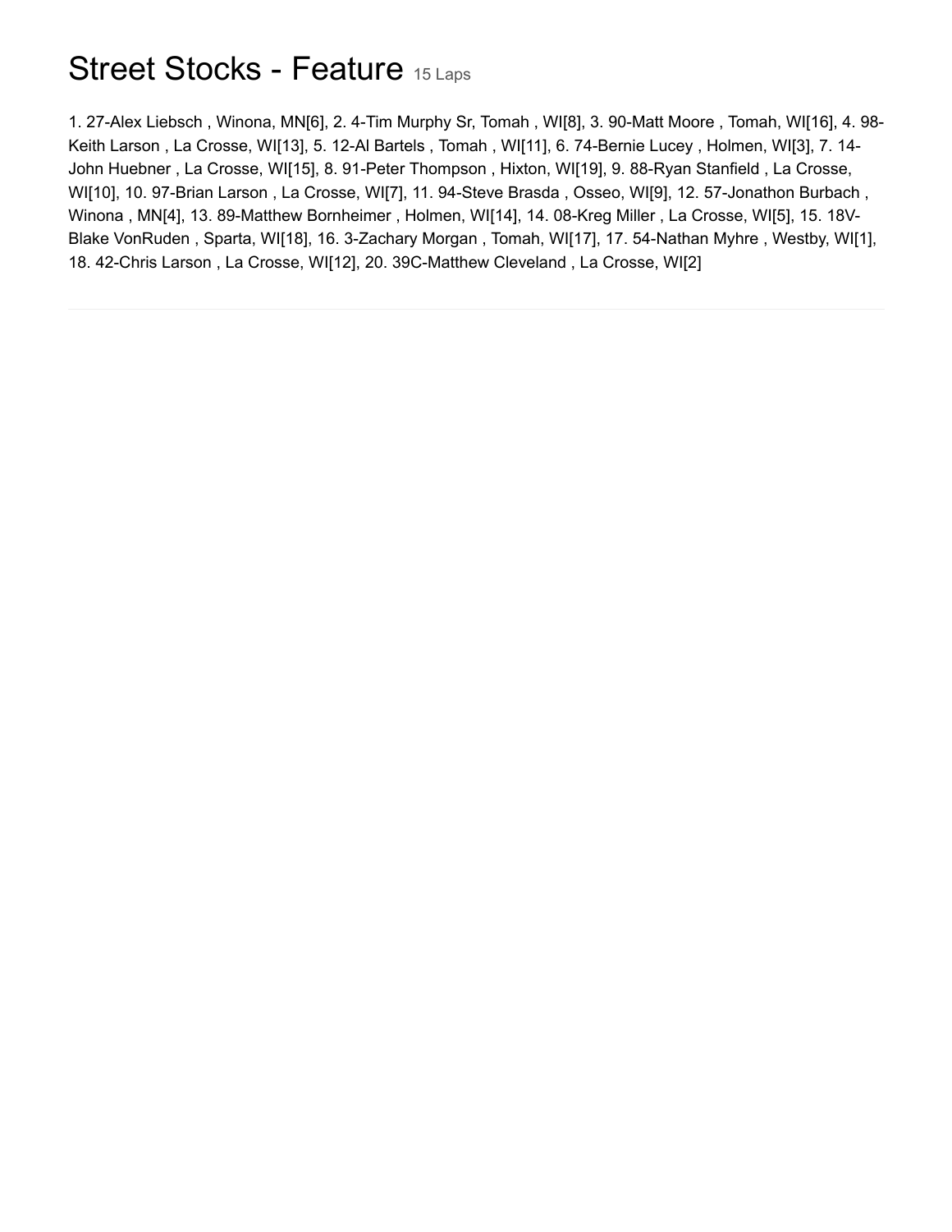# Street Stocks - Feature 15 Laps

1. 27-Alex Liebsch , Winona, MN[6], 2. 4-Tim Murphy Sr, Tomah , WI[8], 3. 90-Matt Moore , Tomah, WI[16], 4. 98-Keith Larson , La Crosse, WI[13], 5. 12-Al Bartels , Tomah , WI[11], 6. 74-Bernie Lucey , Holmen, WI[3], 7. 14-John Huebner , La Crosse, WI[15], 8. 91-Peter Thompson , Hixton, WI[19], 9. 88-Ryan Stanfield , La Crosse, WI[10], 10. 97-Brian Larson , La Crosse, WI[7], 11. 94-Steve Brasda , Osseo, WI[9], 12. 57-Jonathon Burbach , Winona , MN[4], 13. 89-Matthew Bornheimer , Holmen, WI[14], 14. 08-Kreg Miller , La Crosse, WI[5], 15. 18V-Blake VonRuden , Sparta, WI[18], 16. 3-Zachary Morgan , Tomah, WI[17], 17. 54-Nathan Myhre , Westby, WI[1], 18. 42-Chris Larson , La Crosse, WI[12], 20. 39C-Matthew Cleveland , La Crosse, WI[2]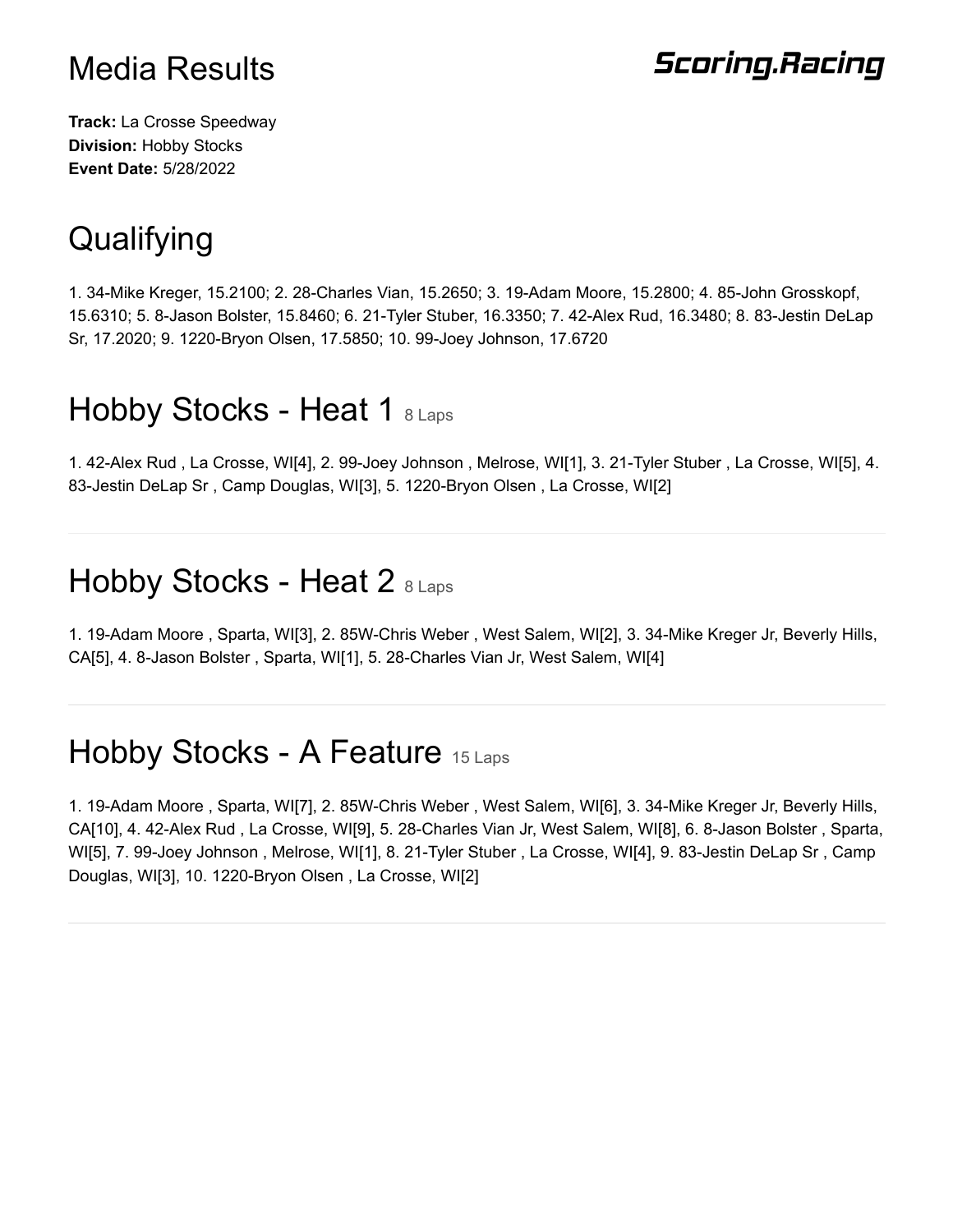# Media Results

**Scoring.Racing**

**Track:** La Crosse Speedway
**Division:** Hobby Stocks
**Event Date:** 5/28/2022

## Qualifying

1. 34-Mike Kreger, 15.2100; 2. 28-Charles Vian, 15.2650; 3. 19-Adam Moore, 15.2800; 4. 85-John Grosskopf, 15.6310; 5. 8-Jason Bolster, 15.8460; 6. 21-Tyler Stuber, 16.3350; 7. 42-Alex Rud, 16.3480; 8. 83-Jestin DeLap Sr, 17.2020; 9. 1220-Bryon Olsen, 17.5850; 10. 99-Joey Johnson, 17.6720

## Hobby Stocks - Heat 1 8 Laps

1. 42-Alex Rud , La Crosse, WI[4], 2. 99-Joey Johnson , Melrose, WI[1], 3. 21-Tyler Stuber , La Crosse, WI[5], 4. 83-Jestin DeLap Sr , Camp Douglas, WI[3], 5. 1220-Bryon Olsen , La Crosse, WI[2]

## Hobby Stocks - Heat 2 8 Laps

1. 19-Adam Moore , Sparta, WI[3], 2. 85W-Chris Weber , West Salem, WI[2], 3. 34-Mike Kreger Jr, Beverly Hills, CA[5], 4. 8-Jason Bolster , Sparta, WI[1], 5. 28-Charles Vian Jr, West Salem, WI[4]

## Hobby Stocks - A Feature 15 Laps

1. 19-Adam Moore , Sparta, WI[7], 2. 85W-Chris Weber , West Salem, WI[6], 3. 34-Mike Kreger Jr, Beverly Hills, CA[10], 4. 42-Alex Rud , La Crosse, WI[9], 5. 28-Charles Vian Jr, West Salem, WI[8], 6. 8-Jason Bolster , Sparta, WI[5], 7. 99-Joey Johnson , Melrose, WI[1], 8. 21-Tyler Stuber , La Crosse, WI[4], 9. 83-Jestin DeLap Sr , Camp Douglas, WI[3], 10. 1220-Bryon Olsen , La Crosse, WI[2]